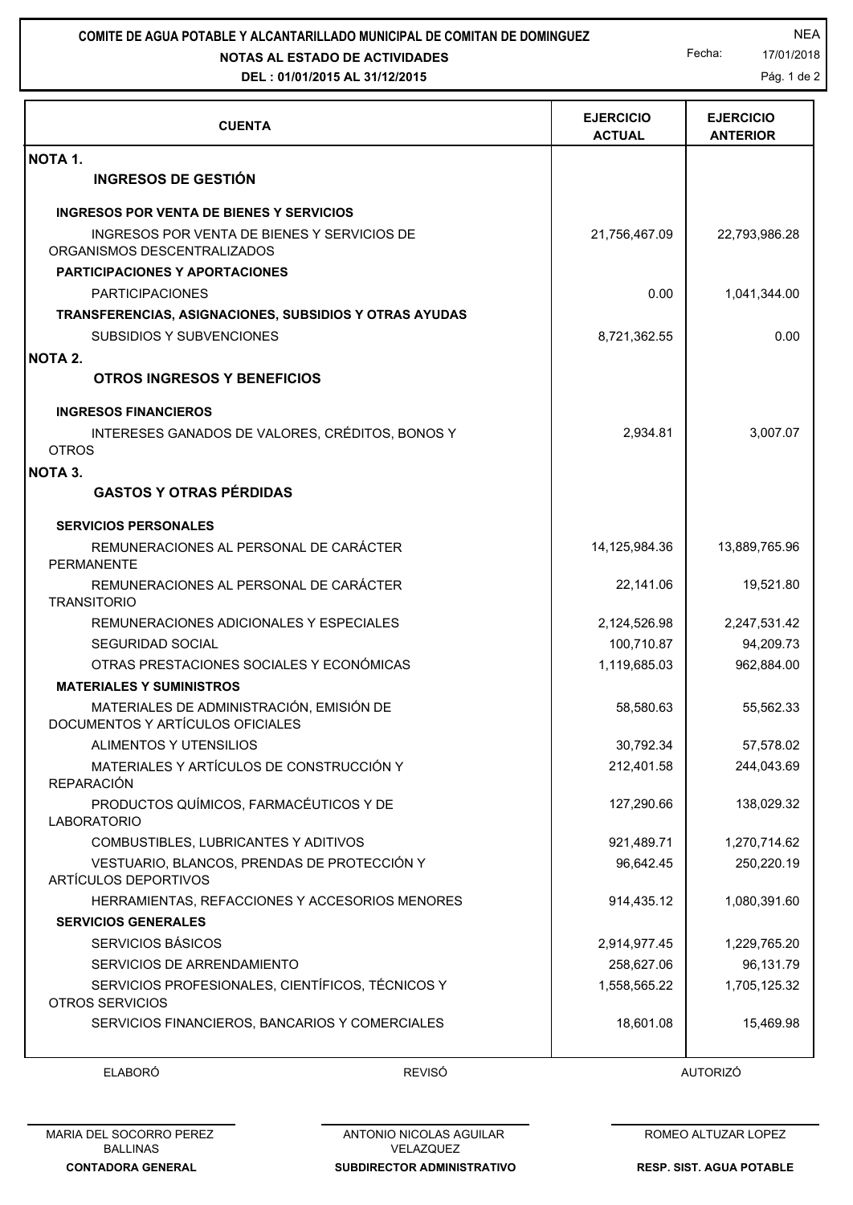**COMITE DE AGUA POTABLE Y ALCANTARILLADO MUNICIPAL DE COMITAN DE DOMINGUEZ**

**NOTAS AL ESTADO DE ACTIVIDADES**

**DEL : 01/01/2015 AL 31/12/2015**

NEA

Fecha: 17/01/2018

| CUENTA | EJERCICIO ACTUAL | EJERCICIO ANTERIOR |
|---|---|---|
| **NOTA 1.** | | |
| **INGRESOS DE GESTIÓN** | | |
| **INGRESOS POR VENTA DE BIENES Y SERVICIOS** | | |
| INGRESOS POR VENTA DE BIENES Y SERVICIOS DE ORGANISMOS DESCENTRALIZADOS | 21,756,467.09 | 22,793,986.28 |
| **PARTICIPACIONES Y APORTACIONES** | | |
| PARTICIPACIONES | 0.00 | 1,041,344.00 |
| **TRANSFERENCIAS, ASIGNACIONES, SUBSIDIOS Y OTRAS AYUDAS** | | |
| SUBSIDIOS Y SUBVENCIONES | 8,721,362.55 | 0.00 |
| **NOTA 2.** | | |
| **OTROS INGRESOS Y BENEFICIOS** | | |
| **INGRESOS FINANCIEROS** | | |
| INTERESES GANADOS DE VALORES, CRÉDITOS, BONOS Y OTROS | 2,934.81 | 3,007.07 |
| **NOTA 3.** | | |
| **GASTOS Y OTRAS PÉRDIDAS** | | |
| **SERVICIOS PERSONALES** | | |
| REMUNERACIONES AL PERSONAL DE CARÁCTER PERMANENTE | 14,125,984.36 | 13,889,765.96 |
| REMUNERACIONES AL PERSONAL DE CARÁCTER TRANSITORIO | 22,141.06 | 19,521.80 |
| REMUNERACIONES ADICIONALES Y ESPECIALES | 2,124,526.98 | 2,247,531.42 |
| SEGURIDAD SOCIAL | 100,710.87 | 94,209.73 |
| OTRAS PRESTACIONES SOCIALES Y ECONÓMICAS | 1,119,685.03 | 962,884.00 |
| **MATERIALES Y SUMINISTROS** | | |
| MATERIALES DE ADMINISTRACIÓN, EMISIÓN DE DOCUMENTOS Y ARTÍCULOS OFICIALES | 58,580.63 | 55,562.33 |
| ALIMENTOS Y UTENSILIOS | 30,792.34 | 57,578.02 |
| MATERIALES Y ARTÍCULOS DE CONSTRUCCIÓN Y REPARACIÓN | 212,401.58 | 244,043.69 |
| PRODUCTOS QUÍMICOS, FARMACÉUTICOS Y DE LABORATORIO | 127,290.66 | 138,029.32 |
| COMBUSTIBLES, LUBRICANTES Y ADITIVOS | 921,489.71 | 1,270,714.62 |
| VESTUARIO, BLANCOS, PRENDAS DE PROTECCIÓN Y ARTÍCULOS DEPORTIVOS | 96,642.45 | 250,220.19 |
| HERRAMIENTAS, REFACCIONES Y ACCESORIOS MENORES | 914,435.12 | 1,080,391.60 |
| **SERVICIOS GENERALES** | | |
| SERVICIOS BÁSICOS | 2,914,977.45 | 1,229,765.20 |
| SERVICIOS DE ARRENDAMIENTO | 258,627.06 | 96,131.79 |
| SERVICIOS PROFESIONALES, CIENTÍFICOS, TÉCNICOS Y OTROS SERVICIOS | 1,558,565.22 | 1,705,125.32 |
| SERVICIOS FINANCIEROS, BANCARIOS Y COMERCIALES | 18,601.08 | 15,469.98 |

| ELABORÓ | REVISÓ | AUTORIZÓ |
|---|---|---|
| MARIA DEL SOCORRO PEREZ BALLINAS | ANTONIO NICOLAS AGUILAR VELAZQUEZ | ROMEO ALTUZAR LOPEZ |
| **CONTADORA GENERAL** | **SUBDIRECTOR ADMINISTRATIVO** | **RESP. SIST. AGUA POTABLE** |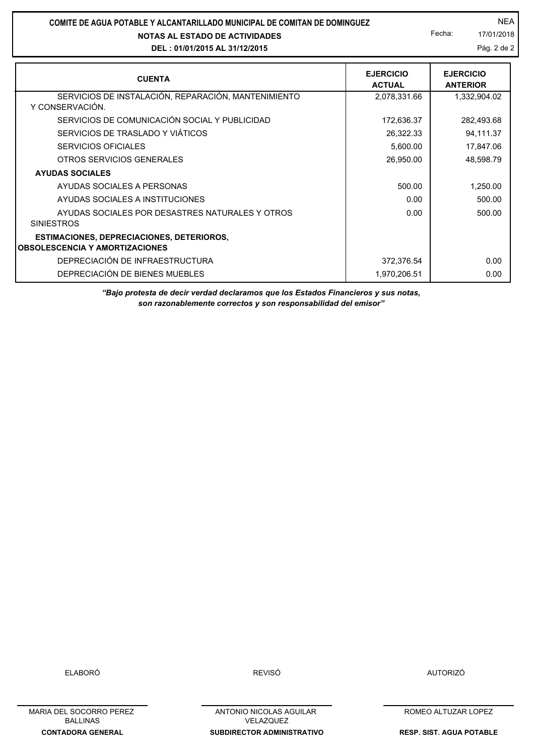**COMITE DE AGUA POTABLE Y ALCANTARILLADO MUNICIPAL DE COMITAN DE DOMINGUEZ**

**NOTAS AL ESTADO DE ACTIVIDADES**

**DEL : 01/01/2015 AL 31/12/2015**

NEA

Fecha: 17/01/2018

| CUENTA | EJERCICIO ACTUAL | EJERCICIO ANTERIOR |
|---|---|---|
| SERVICIOS DE INSTALACIÓN, REPARACIÓN, MANTENIMIENTO Y CONSERVACIÓN. | 2,078,331.66 | 1,332,904.02 |
| SERVICIOS DE COMUNICACIÓN SOCIAL Y PUBLICIDAD | 172,636.37 | 282,493.68 |
| SERVICIOS DE TRASLADO Y VIÁTICOS | 26,322.33 | 94,111.37 |
| SERVICIOS OFICIALES | 5,600.00 | 17,847.06 |
| OTROS SERVICIOS GENERALES | 26,950.00 | 48,598.79 |
| **AYUDAS SOCIALES** | | |
| AYUDAS SOCIALES A PERSONAS | 500.00 | 1,250.00 |
| AYUDAS SOCIALES A INSTITUCIONES | 0.00 | 500.00 |
| AYUDAS SOCIALES POR DESASTRES NATURALES Y OTROS SINIESTROS | 0.00 | 500.00 |
| **ESTIMACIONES, DEPRECIACIONES, DETERIOROS, OBSOLESCENCIA Y AMORTIZACIONES** | | |
| DEPRECIACIÓN DE INFRAESTRUCTURA | 372,376.54 | 0.00 |
| DEPRECIACIÓN DE BIENES MUEBLES | 1,970,206.51 | 0.00 |

***"Bajo protesta de decir verdad declaramos que los Estados Financieros y sus notas, son razonablemente correctos y son responsabilidad del emisor"***

| ELABORÓ | REVISÓ | AUTORIZÓ |
|---|---|---|
| MARIA DEL SOCORRO PEREZ BALLINAS | ANTONIO NICOLAS AGUILAR VELAZQUEZ | ROMEO ALTUZAR LOPEZ |
| **CONTADORA GENERAL** | **SUBDIRECTOR ADMINISTRATIVO** | **RESP. SIST. AGUA POTABLE** |